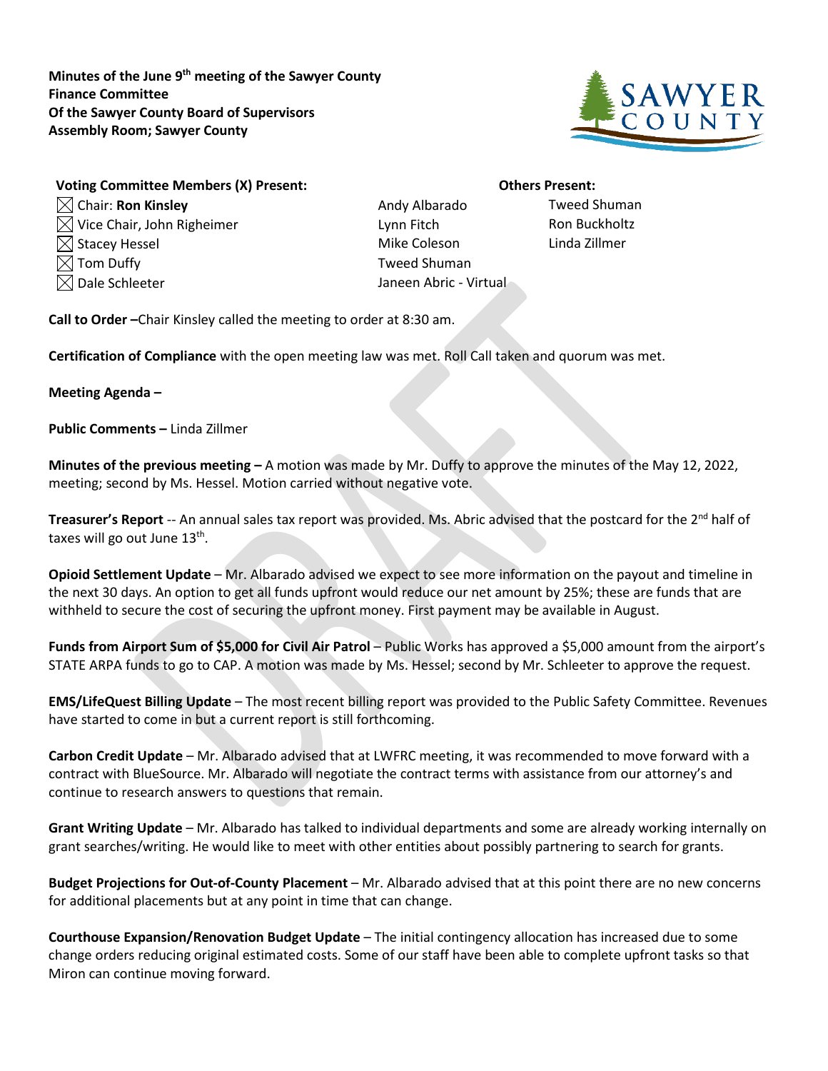**Minutes of the June 9th meeting of the Sawyer County Finance Committee Of the Sawyer County Board of Supervisors Assembly Room; Sawyer County**

**Voting Committee Members (X) Present:**

- ☒ Chair: **Ron Kinsley**
- ☒ Vice Chair, John Righeimer
- ☒ Stacey Hessel
- ☒ Tom Duffy
- ☒ Dale Schleeter

Andy Albarado
Lynn Fitch
Mike Coleson
Tweed Shuman
Janeen Abric - Virtual

**Others Present:**

Tweed Shuman
Ron Buckholtz
Linda Zillmer

**Call to Order –**Chair Kinsley called the meeting to order at 8:30 am.

**Certification of Compliance** with the open meeting law was met. Roll Call taken and quorum was met.

**Meeting Agenda –**

**Public Comments –** Linda Zillmer

**Minutes of the previous meeting –** A motion was made by Mr. Duffy to approve the minutes of the May 12, 2022, meeting; second by Ms. Hessel. Motion carried without negative vote.

**Treasurer's Report** -- An annual sales tax report was provided. Ms. Abric advised that the postcard for the 2nd half of taxes will go out June 13th.

**Opioid Settlement Update** – Mr. Albarado advised we expect to see more information on the payout and timeline in the next 30 days. An option to get all funds upfront would reduce our net amount by 25%; these are funds that are withheld to secure the cost of securing the upfront money. First payment may be available in August.

**Funds from Airport Sum of $5,000 for Civil Air Patrol** – Public Works has approved a $5,000 amount from the airport's STATE ARPA funds to go to CAP. A motion was made by Ms. Hessel; second by Mr. Schleeter to approve the request.

**EMS/LifeQuest Billing Update** – The most recent billing report was provided to the Public Safety Committee. Revenues have started to come in but a current report is still forthcoming.

**Carbon Credit Update** – Mr. Albarado advised that at LWFRC meeting, it was recommended to move forward with a contract with BlueSource. Mr. Albarado will negotiate the contract terms with assistance from our attorney's and continue to research answers to questions that remain.

**Grant Writing Update** – Mr. Albarado has talked to individual departments and some are already working internally on grant searches/writing. He would like to meet with other entities about possibly partnering to search for grants.

**Budget Projections for Out-of-County Placement** – Mr. Albarado advised that at this point there are no new concerns for additional placements but at any point in time that can change.

**Courthouse Expansion/Renovation Budget Update** – The initial contingency allocation has increased due to some change orders reducing original estimated costs. Some of our staff have been able to complete upfront tasks so that Miron can continue moving forward.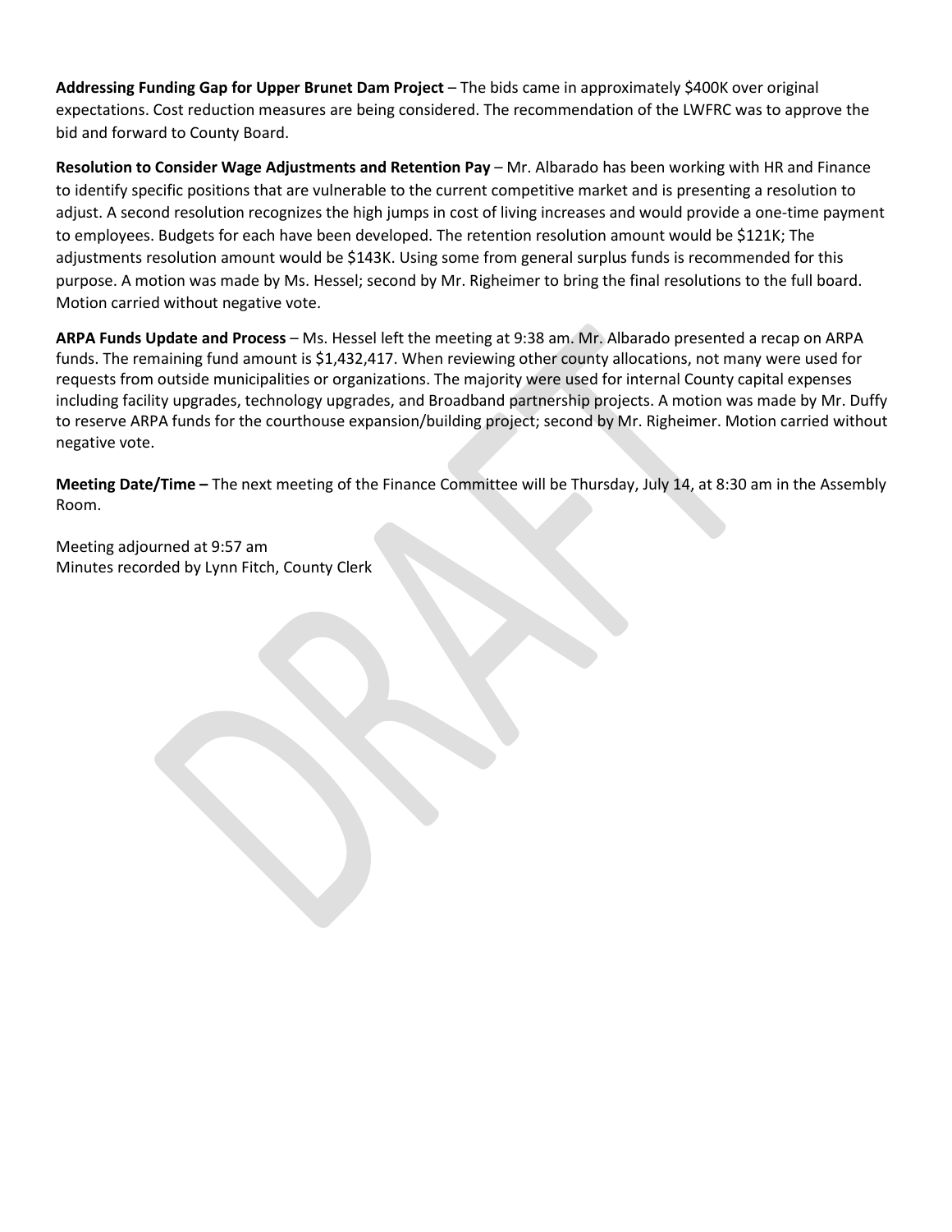**Addressing Funding Gap for Upper Brunet Dam Project** – The bids came in approximately $400K over original expectations. Cost reduction measures are being considered. The recommendation of the LWFRC was to approve the bid and forward to County Board.

**Resolution to Consider Wage Adjustments and Retention Pay** – Mr. Albarado has been working with HR and Finance to identify specific positions that are vulnerable to the current competitive market and is presenting a resolution to adjust. A second resolution recognizes the high jumps in cost of living increases and would provide a one-time payment to employees. Budgets for each have been developed. The retention resolution amount would be $121K; The adjustments resolution amount would be $143K. Using some from general surplus funds is recommended for this purpose. A motion was made by Ms. Hessel; second by Mr. Righeimer to bring the final resolutions to the full board. Motion carried without negative vote.

**ARPA Funds Update and Process** – Ms. Hessel left the meeting at 9:38 am. Mr. Albarado presented a recap on ARPA funds. The remaining fund amount is $1,432,417. When reviewing other county allocations, not many were used for requests from outside municipalities or organizations. The majority were used for internal County capital expenses including facility upgrades, technology upgrades, and Broadband partnership projects. A motion was made by Mr. Duffy to reserve ARPA funds for the courthouse expansion/building project; second by Mr. Righeimer. Motion carried without negative vote.

**Meeting Date/Time –** The next meeting of the Finance Committee will be Thursday, July 14, at 8:30 am in the Assembly Room.

Meeting adjourned at 9:57 am
Minutes recorded by Lynn Fitch, County Clerk